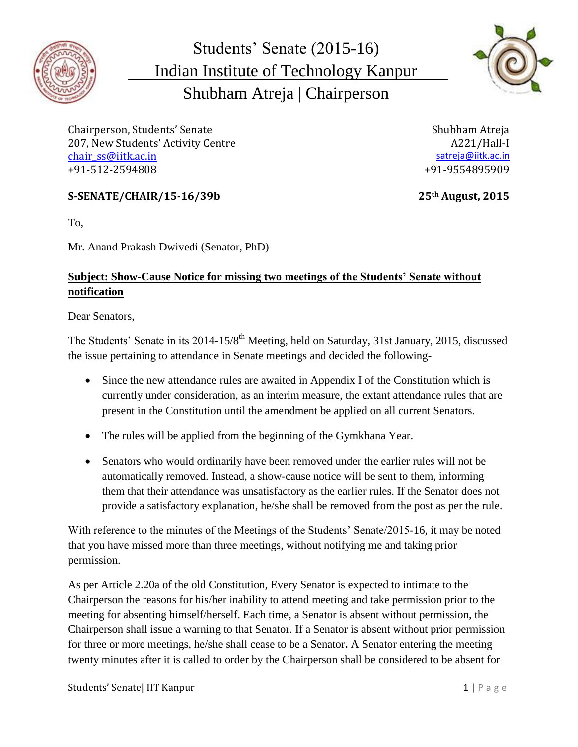# Students' Senate (2015-16)
## Indian Institute of Technology Kanpur
## Shubham Atreja | Chairperson

Chairperson, Students' Senate
207, New Students' Activity Centre
chair_ss@iitk.ac.in
+91-512-2594808

Shubham Atreja
A221/Hall-I
satreja@iitk.ac.in
+91-9554895909

**S-SENATE/CHAIR/15-16/39b** **25th August, 2015**

To,

Mr. Anand Prakash Dwivedi (Senator, PhD)

**Subject: Show-Cause Notice for missing two meetings of the Students' Senate without notification**

Dear Senators,

The Students' Senate in its 2014-15/8th Meeting, held on Saturday, 31st January, 2015, discussed the issue pertaining to attendance in Senate meetings and decided the following-

- Since the new attendance rules are awaited in Appendix I of the Constitution which is currently under consideration, as an interim measure, the extant attendance rules that are present in the Constitution until the amendment be applied on all current Senators.
- The rules will be applied from the beginning of the Gymkhana Year.
- Senators who would ordinarily have been removed under the earlier rules will not be automatically removed. Instead, a show-cause notice will be sent to them, informing them that their attendance was unsatisfactory as the earlier rules. If the Senator does not provide a satisfactory explanation, he/she shall be removed from the post as per the rule.

With reference to the minutes of the Meetings of the Students' Senate/2015-16, it may be noted that you have missed more than three meetings, without notifying me and taking prior permission.

As per Article 2.20a of the old Constitution, Every Senator is expected to intimate to the Chairperson the reasons for his/her inability to attend meeting and take permission prior to the meeting for absenting himself/herself. Each time, a Senator is absent without permission, the Chairperson shall issue a warning to that Senator. If a Senator is absent without prior permission for three or more meetings, he/she shall cease to be a Senator**.** A Senator entering the meeting twenty minutes after it is called to order by the Chairperson shall be considered to be absent for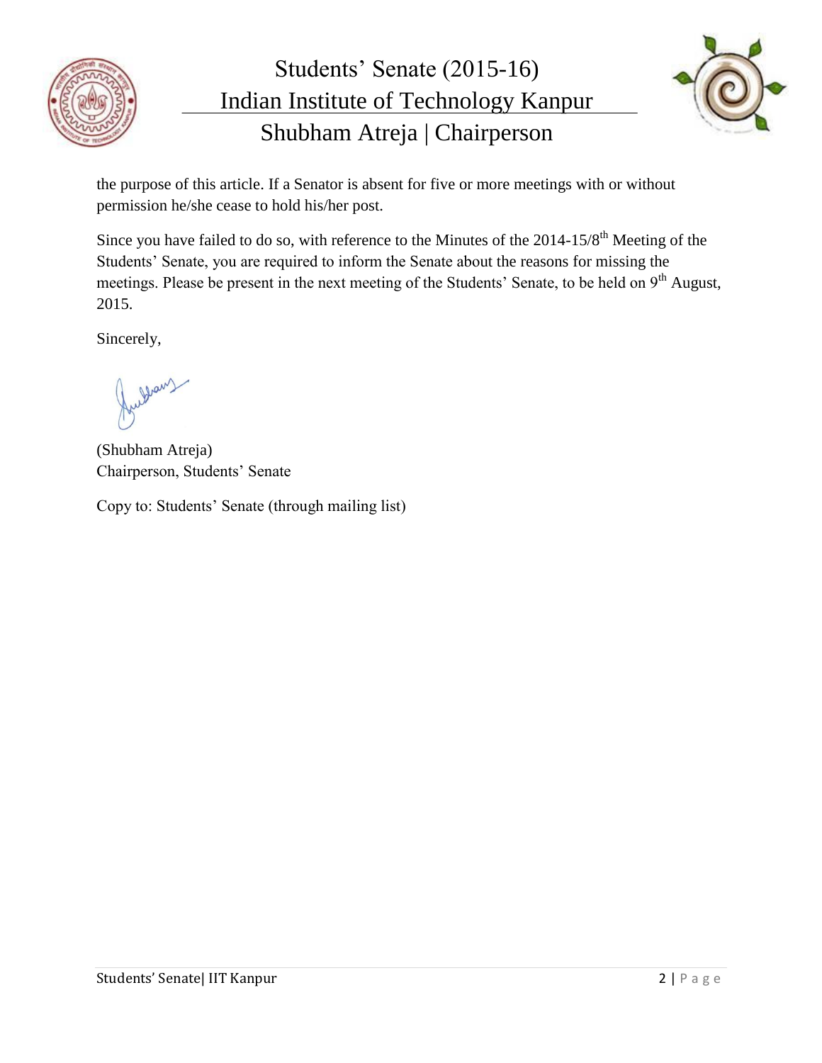the purpose of this article. If a Senator is absent for five or more meetings with or without permission he/she cease to hold his/her post.

Since you have failed to do so, with reference to the Minutes of the 2014-15/8th Meeting of the Students' Senate, you are required to inform the Senate about the reasons for missing the meetings. Please be present in the next meeting of the Students' Senate, to be held on 9th August, 2015.

Sincerely,

(Shubham Atreja)
Chairperson, Students' Senate

Copy to: Students' Senate (through mailing list)